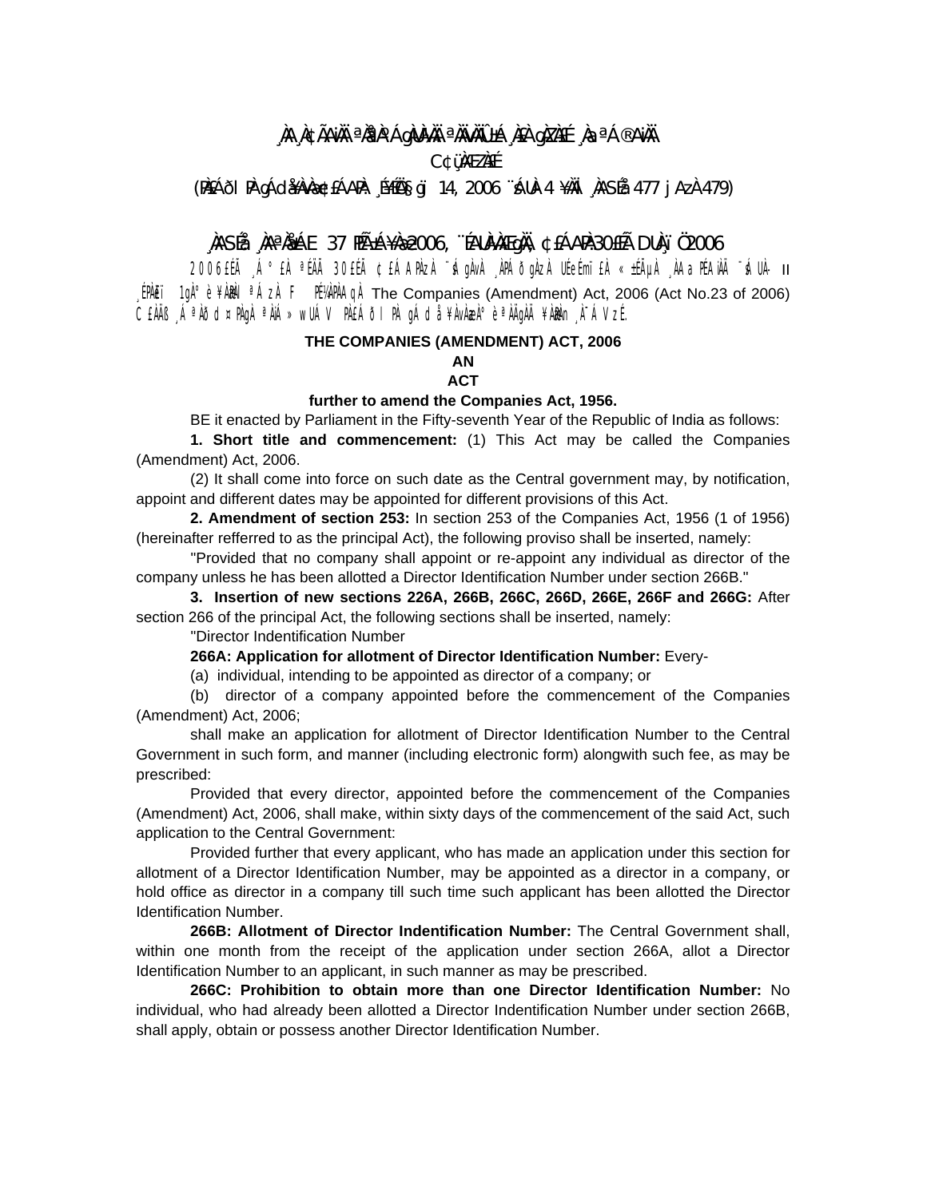¸ÀA¸À¢ÃAiÀÄ ªÀåªÀºÁgÀUÀ¼ÀÄ ªÀÄvÀÄÛ ±Á¸À£À gÀZÀ£É ¸ÀaªÁ®AiÀÄ

C¢ü¸ÀÆZÀ£É

(PÀ£ÁðlPÀ gÁdå¥ÀvÀæ ¢£ÁAPÀ: ¸É¥ÉÖA§gï 14, 2006 ¨sÁUÀ-4 ¥ÀÄl ¸ÀASÉå 477 jAzÀ 479)

¸ÀASÉå ¸ÀAªÀå±ÁE 37 PÉñÁ¥Àæ 2006, ¨ÉAUÀ¼ÀÆgÀÄ, ¢£ÁAPÀ: 30£Éà DUÀ¸ïÖ 2006

2006£ÉÃ ¸Á°£À ªÉÄÃ 30£ÉÃ ¢£ÁAPÀzÀ ¨sÁgÀvÀ ¸ÀPÁðgÀzÀ UÉeÉmï£À «±ÉÃµÀ ¸ÀAaPÉAiÀÄ ¨sÁUÀ- II ¸ÉPÀë£ï 1gÀ°è ¥ÀæPÀlªÁzÀ F PÉ¼ÀPÀAqÀ The Companies (Amendment) Act, 2006 (Act No.23 of 2006) C£ÀÄß ¸ÁªÀðd¤PÀgÀ ªÀiÁ»wUÁV PÀ£ÁðlPÀ gÁdå¥ÀvÀæzÀ°è ªÀÄgÀÄ ¥ÀæPÀn¸À¯ÁVzÉ.

**THE COMPANIES (AMENDMENT) ACT, 2006**

**AN**

**ACT**

**further to amend the Companies Act, 1956.**

BE it enacted by Parliament in the Fifty-seventh Year of the Republic of India as follows:

**1. Short title and commencement:** (1) This Act may be called the Companies (Amendment) Act, 2006.

(2) It shall come into force on such date as the Central government may, by notification, appoint and different dates may be appointed for different provisions of this Act.

**2. Amendment of section 253:** In section 253 of the Companies Act, 1956 (1 of 1956) (hereinafter refferred to as the principal Act), the following proviso shall be inserted, namely:

"Provided that no company shall appoint or re-appoint any individual as director of the company unless he has been allotted a Director Identification Number under section 266B."

**3. Insertion of new sections 226A, 266B, 266C, 266D, 266E, 266F and 266G:** After section 266 of the principal Act, the following sections shall be inserted, namely:

"Director Indentification Number

**266A: Application for allotment of Director Identification Number:** Every-

(a) individual, intending to be appointed as director of a company; or

(b) director of a company appointed before the commencement of the Companies (Amendment) Act, 2006;

shall make an application for allotment of Director Identification Number to the Central Government in such form, and manner (including electronic form) alongwith such fee, as may be prescribed:

Provided that every director, appointed before the commencement of the Companies (Amendment) Act, 2006, shall make, within sixty days of the commencement of the said Act, such application to the Central Government:

Provided further that every applicant, who has made an application under this section for allotment of a Director Identification Number, may be appointed as a director in a company, or hold office as director in a company till such time such applicant has been allotted the Director Identification Number.

**266B: Allotment of Director Indentification Number:** The Central Government shall, within one month from the receipt of the application under section 266A, allot a Director Identification Number to an applicant, in such manner as may be prescribed.

**266C: Prohibition to obtain more than one Director Identification Number:** No individual, who had already been allotted a Director Indentification Number under section 266B, shall apply, obtain or possess another Director Identification Number.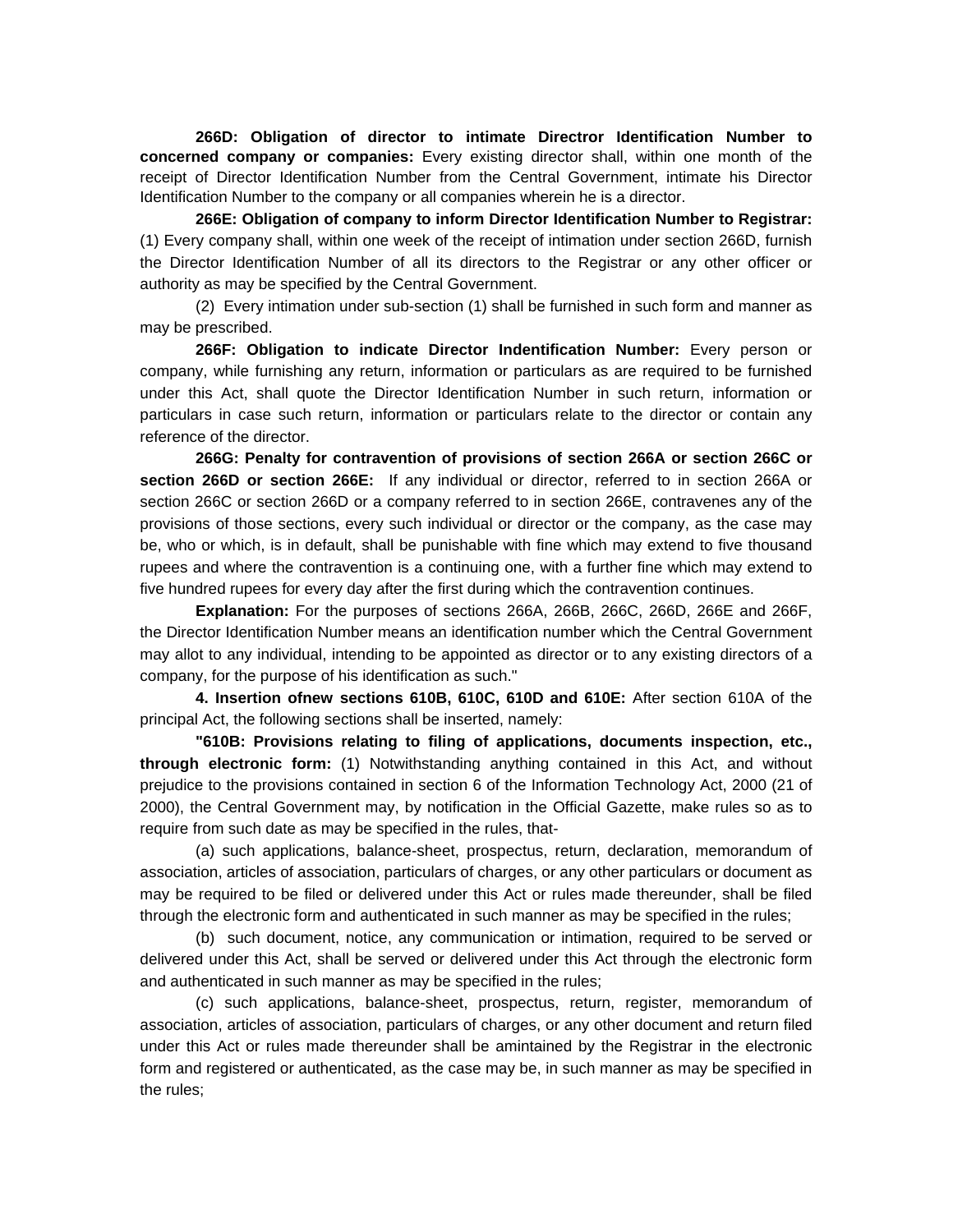**266D: Obligation of director to intimate Directror Identification Number to concerned company or companies:** Every existing director shall, within one month of the receipt of Director Identification Number from the Central Government, intimate his Director Identification Number to the company or all companies wherein he is a director.

**266E: Obligation of company to inform Director Identification Number to Registrar:** (1) Every company shall, within one week of the receipt of intimation under section 266D, furnish the Director Identification Number of all its directors to the Registrar or any other officer or authority as may be specified by the Central Government.

(2) Every intimation under sub-section (1) shall be furnished in such form and manner as may be prescribed.

**266F: Obligation to indicate Director Indentification Number:** Every person or company, while furnishing any return, information or particulars as are required to be furnished under this Act, shall quote the Director Identification Number in such return, information or particulars in case such return, information or particulars relate to the director or contain any reference of the director.

**266G: Penalty for contravention of provisions of section 266A or section 266C or section 266D or section 266E:** If any individual or director, referred to in section 266A or section 266C or section 266D or a company referred to in section 266E, contravenes any of the provisions of those sections, every such individual or director or the company, as the case may be, who or which, is in default, shall be punishable with fine which may extend to five thousand rupees and where the contravention is a continuing one, with a further fine which may extend to five hundred rupees for every day after the first during which the contravention continues.

**Explanation:** For the purposes of sections 266A, 266B, 266C, 266D, 266E and 266F, the Director Identification Number means an identification number which the Central Government may allot to any individual, intending to be appointed as director or to any existing directors of a company, for the purpose of his identification as such."

**4. Insertion ofnew sections 610B, 610C, 610D and 610E:** After section 610A of the principal Act, the following sections shall be inserted, namely:

**"610B: Provisions relating to filing of applications, documents inspection, etc., through electronic form:** (1) Notwithstanding anything contained in this Act, and without prejudice to the provisions contained in section 6 of the Information Technology Act, 2000 (21 of 2000), the Central Government may, by notification in the Official Gazette, make rules so as to require from such date as may be specified in the rules, that-

(a) such applications, balance-sheet, prospectus, return, declaration, memorandum of association, articles of association, particulars of charges, or any other particulars or document as may be required to be filed or delivered under this Act or rules made thereunder, shall be filed through the electronic form and authenticated in such manner as may be specified in the rules;

(b) such document, notice, any communication or intimation, required to be served or delivered under this Act, shall be served or delivered under this Act through the electronic form and authenticated in such manner as may be specified in the rules;

(c) such applications, balance-sheet, prospectus, return, register, memorandum of association, articles of association, particulars of charges, or any other document and return filed under this Act or rules made thereunder shall be amintained by the Registrar in the electronic form and registered or authenticated, as the case may be, in such manner as may be specified in the rules;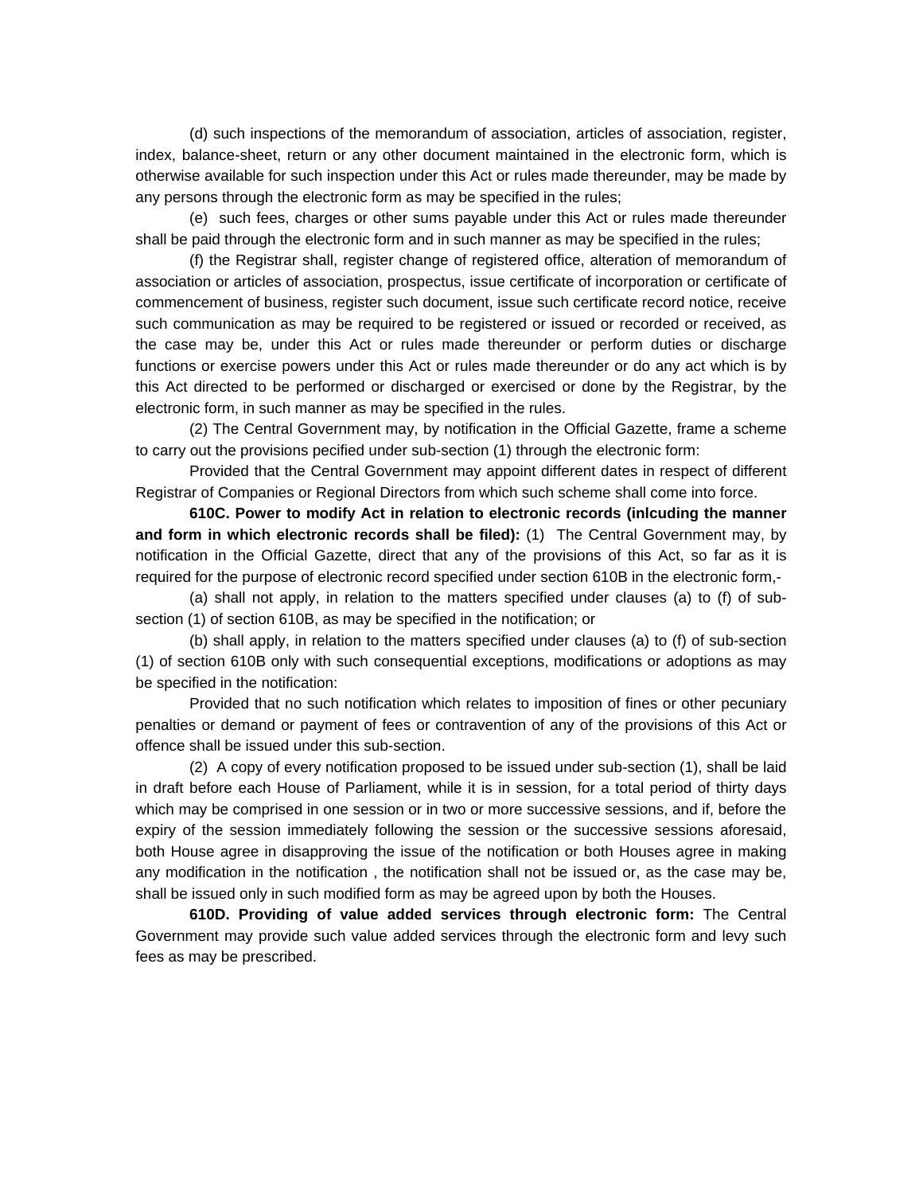(d) such inspections of the memorandum of association, articles of association, register, index, balance-sheet, return or any other document maintained in the electronic form, which is otherwise available for such inspection under this Act or rules made thereunder, may be made by any persons through the electronic form as may be specified in the rules;

(e) such fees, charges or other sums payable under this Act or rules made thereunder shall be paid through the electronic form and in such manner as may be specified in the rules;

(f) the Registrar shall, register change of registered office, alteration of memorandum of association or articles of association, prospectus, issue certificate of incorporation or certificate of commencement of business, register such document, issue such certificate record notice, receive such communication as may be required to be registered or issued or recorded or received, as the case may be, under this Act or rules made thereunder or perform duties or discharge functions or exercise powers under this Act or rules made thereunder or do any act which is by this Act directed to be performed or discharged or exercised or done by the Registrar, by the electronic form, in such manner as may be specified in the rules.

(2) The Central Government may, by notification in the Official Gazette, frame a scheme to carry out the provisions pecified under sub-section (1) through the electronic form:

Provided that the Central Government may appoint different dates in respect of different Registrar of Companies or Regional Directors from which such scheme shall come into force.

**610C. Power to modify Act in relation to electronic records (inlcuding the manner and form in which electronic records shall be filed):** (1) The Central Government may, by notification in the Official Gazette, direct that any of the provisions of this Act, so far as it is required for the purpose of electronic record specified under section 610B in the electronic form,-

(a) shall not apply, in relation to the matters specified under clauses (a) to (f) of sub-section (1) of section 610B, as may be specified in the notification; or

(b) shall apply, in relation to the matters specified under clauses (a) to (f) of sub-section (1) of section 610B only with such consequential exceptions, modifications or adoptions as may be specified in the notification:

Provided that no such notification which relates to imposition of fines or other pecuniary penalties or demand or payment of fees or contravention of any of the provisions of this Act or offence shall be issued under this sub-section.

(2) A copy of every notification proposed to be issued under sub-section (1), shall be laid in draft before each House of Parliament, while it is in session, for a total period of thirty days which may be comprised in one session or in two or more successive sessions, and if, before the expiry of the session immediately following the session or the successive sessions aforesaid, both House agree in disapproving the issue of the notification or both Houses agree in making any modification in the notification , the notification shall not be issued or, as the case may be, shall be issued only in such modified form as may be agreed upon by both the Houses.

**610D. Providing of value added services through electronic form:** The Central Government may provide such value added services through the electronic form and levy such fees as may be prescribed.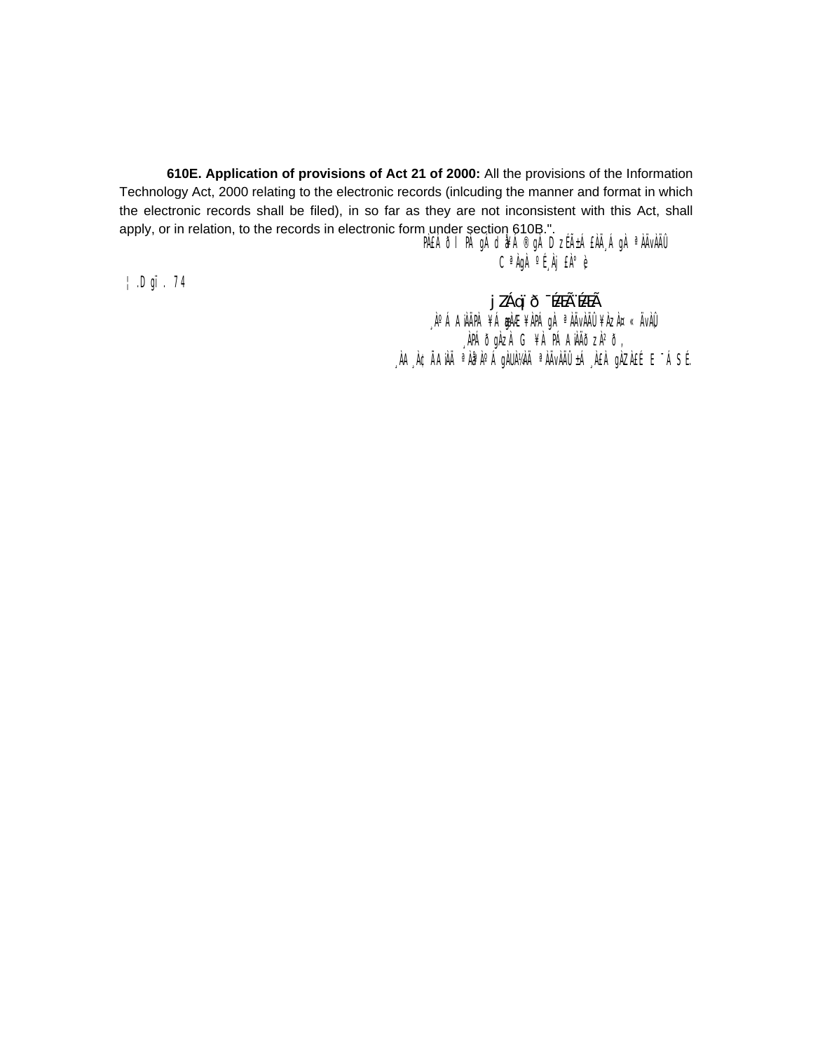**610E. Application of provisions of Act 21 of 2000:** All the provisions of the Information Technology Act, 2000 relating to the electronic records (inlcuding the manner and format in which the electronic records shall be filed), in so far as they are not inconsistent with this Act, shall apply, or in relation, to the records in electronic form under section 610B.".

PÀ£ÁðlPÀ gÁdå¥Á®gÀ DzÉñÁ£ÀÄ¸ÁgÀ ªÀÄvÀÄÛ

C ªÀgÀ ºÉ¸Àj£À°è

¦.Dgï. 74

jZÁqïð ¯ÉÆÃ¨ÉÆÃ

¸ÀºÁAiÀÄPÀ ¥ÁæzsÁ£À ¥ÀzÀ ªÀÄvÀÄÛ ¥ÀzÀ¤« ªÀÄvÀÄÛ

¸ÀPÁðgÀzÀ G¥À PÁAiÀÄðzÀ²ð,

¸ÀA¸À¢ÃAiÀÄ ªÀåªÀºÁgÀUÀ¼ÀÄ ªÀÄvÀÄÛ ±Á¸À£À gÀZÀ£É E¯ÁSÉ.